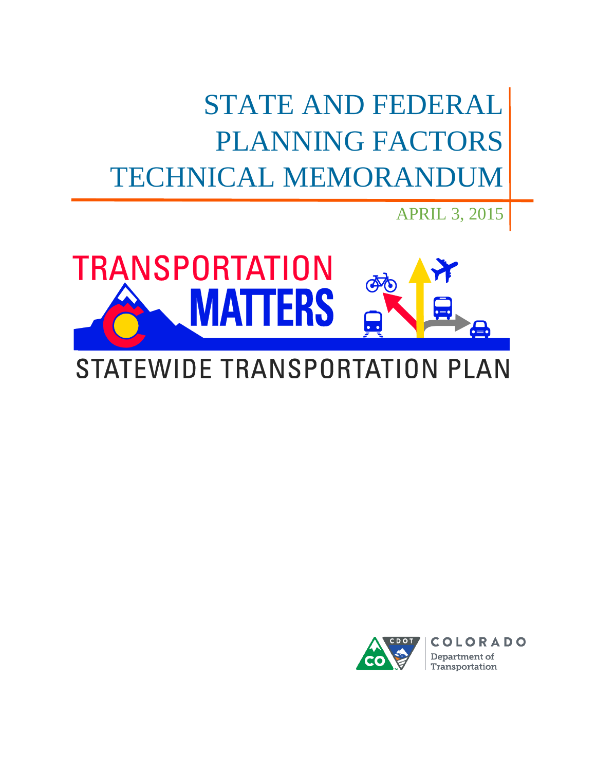# STATE AND FEDERAL PLANNING FACTORS TECHNICAL MEMORANDUM

APRIL 3, 2015

TRANSPORTATION MATTERS

STATEWIDE TRANSPORTATION PLAN

COLORADO Department of Transportation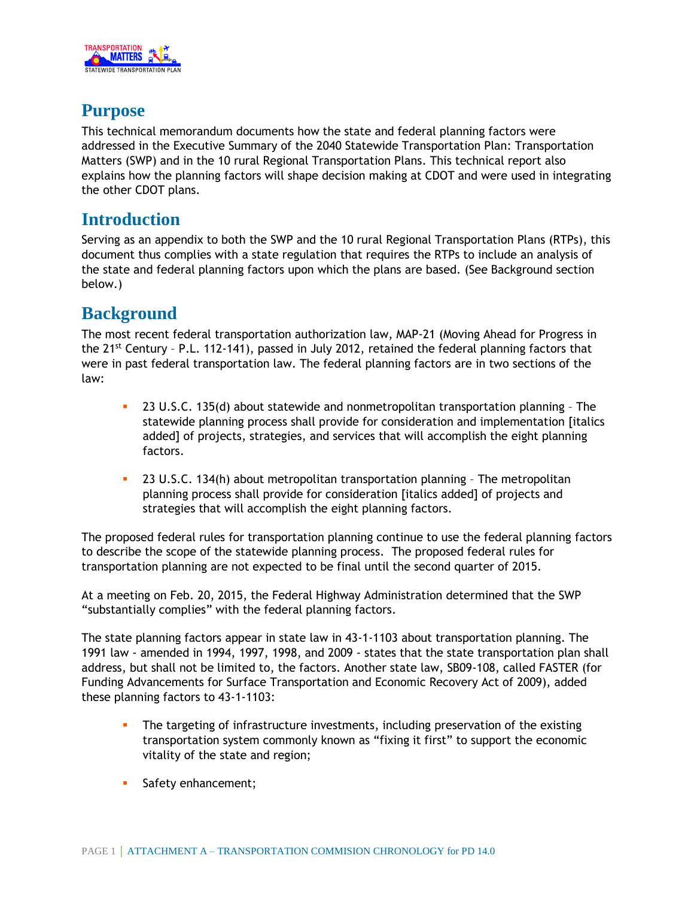## Purpose

This technical memorandum documents how the state and federal planning factors were addressed in the Executive Summary of the 2040 Statewide Transportation Plan: Transportation Matters (SWP) and in the 10 rural Regional Transportation Plans. This technical report also explains how the planning factors will shape decision making at CDOT and were used in integrating the other CDOT plans.

## Introduction

Serving as an appendix to both the SWP and the 10 rural Regional Transportation Plans (RTPs), this document thus complies with a state regulation that requires the RTPs to include an analysis of the state and federal planning factors upon which the plans are based. (See Background section below.)

## Background

The most recent federal transportation authorization law, MAP-21 (Moving Ahead for Progress in the 21st Century – P.L. 112-141), passed in July 2012, retained the federal planning factors that were in past federal transportation law. The federal planning factors are in two sections of the law:

- 23 U.S.C. 135(d) about statewide and nonmetropolitan transportation planning – The statewide planning process shall provide for consideration and implementation [italics added] of projects, strategies, and services that will accomplish the eight planning factors.
- 23 U.S.C. 134(h) about metropolitan transportation planning – The metropolitan planning process shall provide for consideration [italics added] of projects and strategies that will accomplish the eight planning factors.

The proposed federal rules for transportation planning continue to use the federal planning factors to describe the scope of the statewide planning process. The proposed federal rules for transportation planning are not expected to be final until the second quarter of 2015.

At a meeting on Feb. 20, 2015, the Federal Highway Administration determined that the SWP "substantially complies" with the federal planning factors.

The state planning factors appear in state law in 43-1-1103 about transportation planning. The 1991 law - amended in 1994, 1997, 1998, and 2009 - states that the state transportation plan shall address, but shall not be limited to, the factors. Another state law, SB09-108, called FASTER (for Funding Advancements for Surface Transportation and Economic Recovery Act of 2009), added these planning factors to 43-1-1103:

- The targeting of infrastructure investments, including preservation of the existing transportation system commonly known as "fixing it first" to support the economic vitality of the state and region;
- Safety enhancement;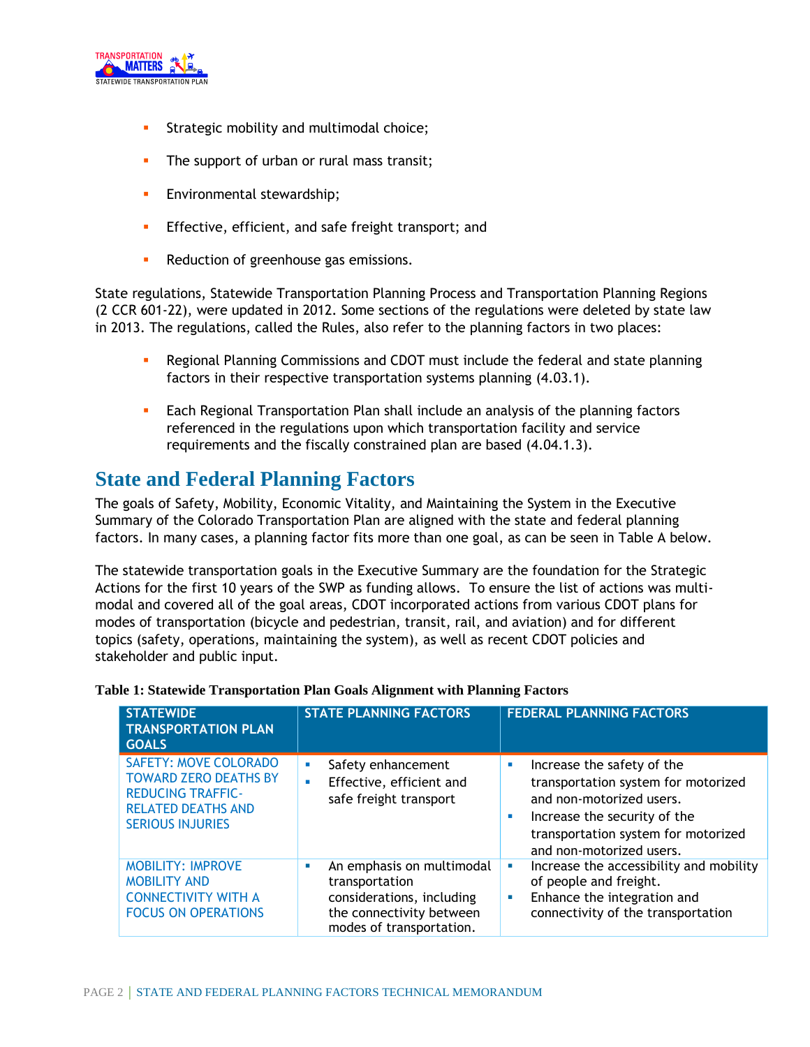- Strategic mobility and multimodal choice;
- The support of urban or rural mass transit;
- Environmental stewardship;
- Effective, efficient, and safe freight transport; and
- Reduction of greenhouse gas emissions.

State regulations, Statewide Transportation Planning Process and Transportation Planning Regions (2 CCR 601-22), were updated in 2012. Some sections of the regulations were deleted by state law in 2013. The regulations, called the Rules, also refer to the planning factors in two places:

- Regional Planning Commissions and CDOT must include the federal and state planning factors in their respective transportation systems planning (4.03.1).
- Each Regional Transportation Plan shall include an analysis of the planning factors referenced in the regulations upon which transportation facility and service requirements and the fiscally constrained plan are based (4.04.1.3).

## State and Federal Planning Factors

The goals of Safety, Mobility, Economic Vitality, and Maintaining the System in the Executive Summary of the Colorado Transportation Plan are aligned with the state and federal planning factors. In many cases, a planning factor fits more than one goal, as can be seen in Table A below.

The statewide transportation goals in the Executive Summary are the foundation for the Strategic Actions for the first 10 years of the SWP as funding allows. To ensure the list of actions was multi-modal and covered all of the goal areas, CDOT incorporated actions from various CDOT plans for modes of transportation (bicycle and pedestrian, transit, rail, and aviation) and for different topics (safety, operations, maintaining the system), as well as recent CDOT policies and stakeholder and public input.

**Table 1: Statewide Transportation Plan Goals Alignment with Planning Factors**

| STATEWIDE TRANSPORTATION PLAN GOALS | STATE PLANNING FACTORS | FEDERAL PLANNING FACTORS |
|---|---|---|
| SAFETY: MOVE COLORADO TOWARD ZERO DEATHS BY REDUCING TRAFFIC-RELATED DEATHS AND SERIOUS INJURIES | ▪ Safety enhancement<br>▪ Effective, efficient and safe freight transport | ▪ Increase the safety of the transportation system for motorized and non-motorized users.<br>▪ Increase the security of the transportation system for motorized and non-motorized users. |
| MOBILITY: IMPROVE MOBILITY AND CONNECTIVITY WITH A FOCUS ON OPERATIONS | ▪ An emphasis on multimodal transportation considerations, including the connectivity between modes of transportation. | ▪ Increase the accessibility and mobility of people and freight.<br>▪ Enhance the integration and connectivity of the transportation |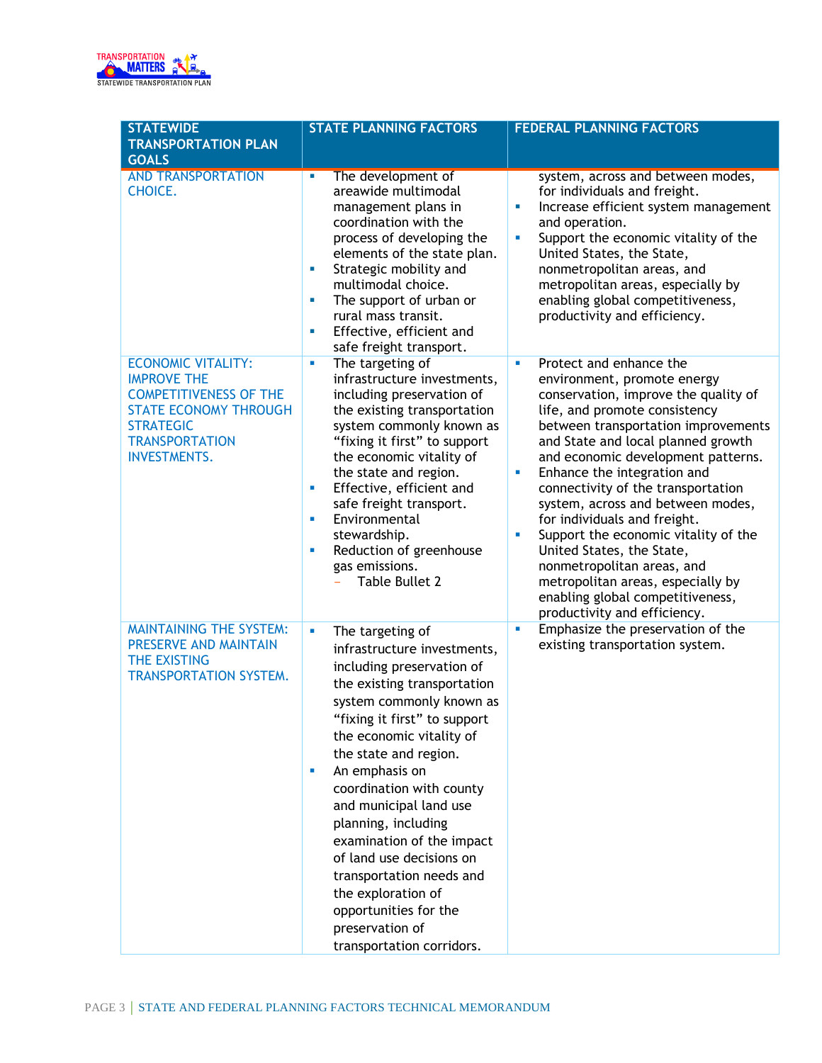| STATEWIDE TRANSPORTATION PLAN GOALS | STATE PLANNING FACTORS | FEDERAL PLANNING FACTORS |
|---|---|---|
| AND TRANSPORTATION CHOICE. | ▪ The development of areawide multimodal management plans in coordination with the process of developing the elements of the state plan.<br>▪ Strategic mobility and multimodal choice.<br>▪ The support of urban or rural mass transit.<br>▪ Effective, efficient and safe freight transport. | system, across and between modes, for individuals and freight.<br>▪ Increase efficient system management and operation.<br>▪ Support the economic vitality of the United States, the State, nonmetropolitan areas, and metropolitan areas, especially by enabling global competitiveness, productivity and efficiency. |
| ECONOMIC VITALITY: IMPROVE THE COMPETITIVENESS OF THE STATE ECONOMY THROUGH STRATEGIC TRANSPORTATION INVESTMENTS. | ▪ The targeting of infrastructure investments, including preservation of the existing transportation system commonly known as "fixing it first" to support the economic vitality of the state and region.<br>▪ Effective, efficient and safe freight transport.<br>▪ Environmental stewardship.<br>▪ Reduction of greenhouse gas emissions.<br>− Table Bullet 2 | ▪ Protect and enhance the environment, promote energy conservation, improve the quality of life, and promote consistency between transportation improvements and State and local planned growth and economic development patterns.<br>▪ Enhance the integration and connectivity of the transportation system, across and between modes, for individuals and freight.<br>▪ Support the economic vitality of the United States, the State, nonmetropolitan areas, and metropolitan areas, especially by enabling global competitiveness, productivity and efficiency. |
| MAINTAINING THE SYSTEM: PRESERVE AND MAINTAIN THE EXISTING TRANSPORTATION SYSTEM. | ▪ The targeting of infrastructure investments, including preservation of the existing transportation system commonly known as "fixing it first" to support the economic vitality of the state and region.<br>▪ An emphasis on coordination with county and municipal land use planning, including examination of the impact of land use decisions on transportation needs and the exploration of opportunities for the preservation of transportation corridors. | ▪ Emphasize the preservation of the existing transportation system. |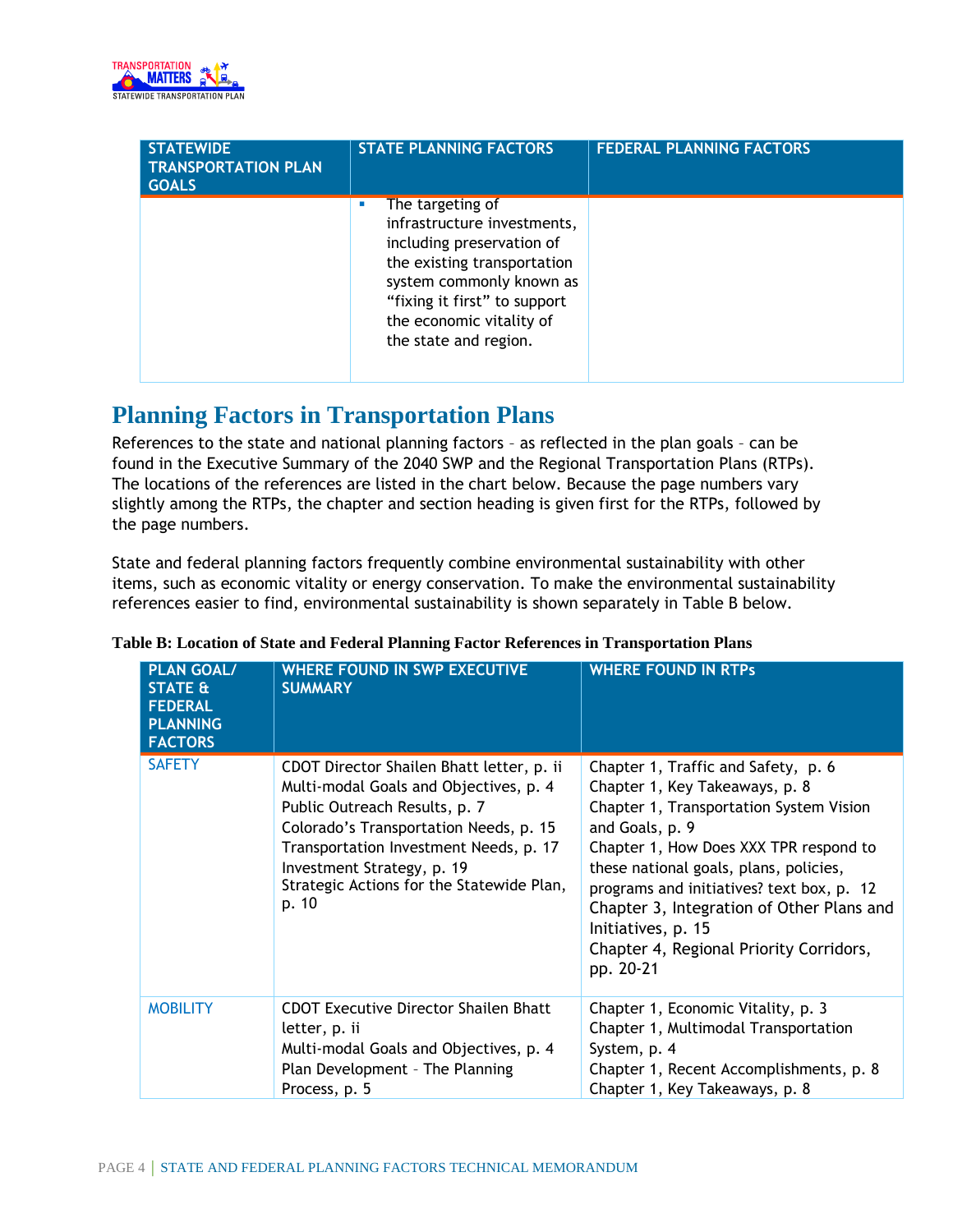| STATEWIDE TRANSPORTATION PLAN GOALS | STATE PLANNING FACTORS | FEDERAL PLANNING FACTORS |
|---|---|---|
| | ▪ The targeting of infrastructure investments, including preservation of the existing transportation system commonly known as "fixing it first" to support the economic vitality of the state and region. | |

## Planning Factors in Transportation Plans

References to the state and national planning factors – as reflected in the plan goals – can be found in the Executive Summary of the 2040 SWP and the Regional Transportation Plans (RTPs). The locations of the references are listed in the chart below. Because the page numbers vary slightly among the RTPs, the chapter and section heading is given first for the RTPs, followed by the page numbers.

State and federal planning factors frequently combine environmental sustainability with other items, such as economic vitality or energy conservation. To make the environmental sustainability references easier to find, environmental sustainability is shown separately in Table B below.

**Table B: Location of State and Federal Planning Factor References in Transportation Plans**

| PLAN GOAL/ STATE & FEDERAL PLANNING FACTORS | WHERE FOUND IN SWP EXECUTIVE SUMMARY | WHERE FOUND IN RTPs |
|---|---|---|
| SAFETY | CDOT Director Shailen Bhatt letter, p. ii<br>Multi-modal Goals and Objectives, p. 4<br>Public Outreach Results, p. 7<br>Colorado's Transportation Needs, p. 15<br>Transportation Investment Needs, p. 17<br>Investment Strategy, p. 19<br>Strategic Actions for the Statewide Plan, p. 10 | Chapter 1, Traffic and Safety, p. 6<br>Chapter 1, Key Takeaways, p. 8<br>Chapter 1, Transportation System Vision and Goals, p. 9<br>Chapter 1, How Does XXX TPR respond to these national goals, plans, policies, programs and initiatives? text box, p. 12<br>Chapter 3, Integration of Other Plans and Initiatives, p. 15<br>Chapter 4, Regional Priority Corridors, pp. 20-21 |
| MOBILITY | CDOT Executive Director Shailen Bhatt letter, p. ii<br>Multi-modal Goals and Objectives, p. 4<br>Plan Development – The Planning Process, p. 5 | Chapter 1, Economic Vitality, p. 3<br>Chapter 1, Multimodal Transportation System, p. 4<br>Chapter 1, Recent Accomplishments, p. 8<br>Chapter 1, Key Takeaways, p. 8 |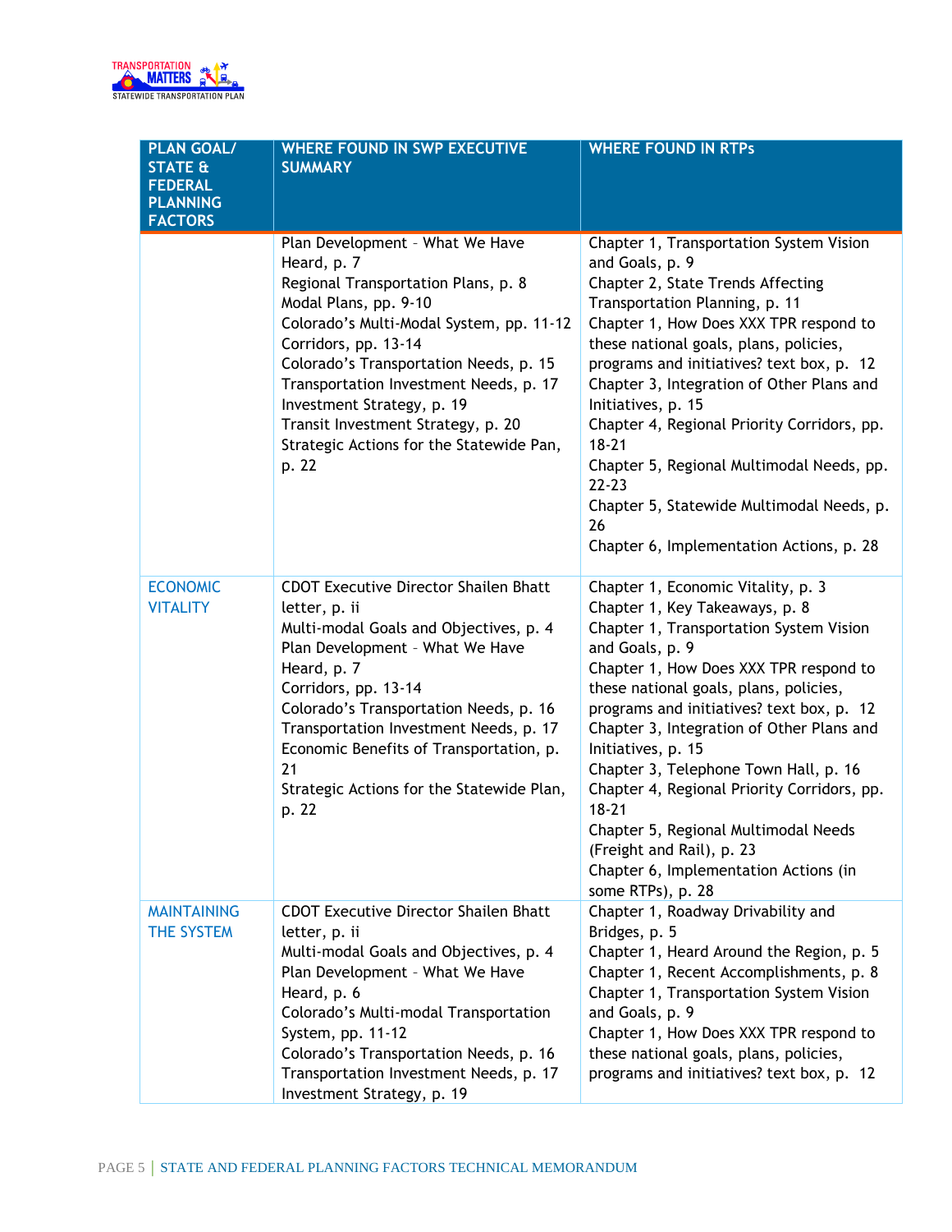| PLAN GOAL/ STATE & FEDERAL PLANNING FACTORS | WHERE FOUND IN SWP EXECUTIVE SUMMARY | WHERE FOUND IN RTPs |
|---|---|---|
| | Plan Development - What We Have Heard, p. 7<br>Regional Transportation Plans, p. 8<br>Modal Plans, pp. 9-10<br>Colorado's Multi-Modal System, pp. 11-12<br>Corridors, pp. 13-14<br>Colorado's Transportation Needs, p. 15<br>Transportation Investment Needs, p. 17<br>Investment Strategy, p. 19<br>Transit Investment Strategy, p. 20<br>Strategic Actions for the Statewide Pan, p. 22 | Chapter 1, Transportation System Vision and Goals, p. 9<br>Chapter 2, State Trends Affecting Transportation Planning, p. 11<br>Chapter 1, How Does XXX TPR respond to these national goals, plans, policies, programs and initiatives? text box, p. 12<br>Chapter 3, Integration of Other Plans and Initiatives, p. 15<br>Chapter 4, Regional Priority Corridors, pp. 18-21<br>Chapter 5, Regional Multimodal Needs, pp. 22-23<br>Chapter 5, Statewide Multimodal Needs, p. 26<br>Chapter 6, Implementation Actions, p. 28 |
| ECONOMIC VITALITY | CDOT Executive Director Shailen Bhatt letter, p. ii<br>Multi-modal Goals and Objectives, p. 4<br>Plan Development - What We Have Heard, p. 7<br>Corridors, pp. 13-14<br>Colorado's Transportation Needs, p. 16<br>Transportation Investment Needs, p. 17<br>Economic Benefits of Transportation, p. 21<br>Strategic Actions for the Statewide Plan, p. 22 | Chapter 1, Economic Vitality, p. 3<br>Chapter 1, Key Takeaways, p. 8<br>Chapter 1, Transportation System Vision and Goals, p. 9<br>Chapter 1, How Does XXX TPR respond to these national goals, plans, policies, programs and initiatives? text box, p. 12<br>Chapter 3, Integration of Other Plans and Initiatives, p. 15<br>Chapter 3, Telephone Town Hall, p. 16<br>Chapter 4, Regional Priority Corridors, pp. 18-21<br>Chapter 5, Regional Multimodal Needs (Freight and Rail), p. 23<br>Chapter 6, Implementation Actions (in some RTPs), p. 28 |
| MAINTAINING THE SYSTEM | CDOT Executive Director Shailen Bhatt letter, p. ii<br>Multi-modal Goals and Objectives, p. 4<br>Plan Development - What We Have Heard, p. 6<br>Colorado's Multi-modal Transportation System, pp. 11-12<br>Colorado's Transportation Needs, p. 16<br>Transportation Investment Needs, p. 17<br>Investment Strategy, p. 19 | Chapter 1, Roadway Drivability and Bridges, p. 5<br>Chapter 1, Heard Around the Region, p. 5<br>Chapter 1, Recent Accomplishments, p. 8<br>Chapter 1, Transportation System Vision and Goals, p. 9<br>Chapter 1, How Does XXX TPR respond to these national goals, plans, policies, programs and initiatives? text box, p. 12 |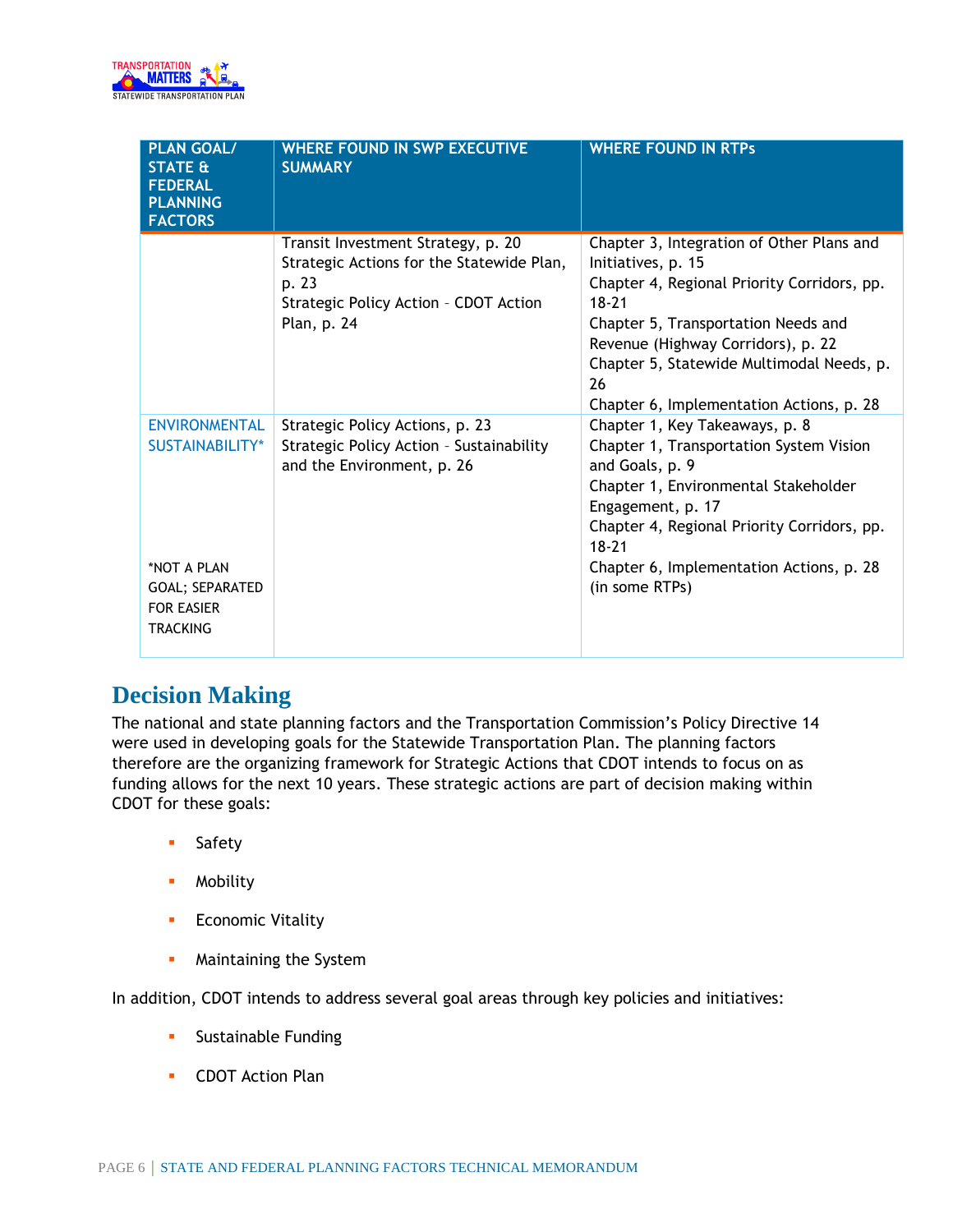| PLAN GOAL/ STATE & FEDERAL PLANNING FACTORS | WHERE FOUND IN SWP EXECUTIVE SUMMARY | WHERE FOUND IN RTPs |
| --- | --- | --- |
| | Transit Investment Strategy, p. 20<br>Strategic Actions for the Statewide Plan, p. 23<br>Strategic Policy Action – CDOT Action Plan, p. 24 | Chapter 3, Integration of Other Plans and Initiatives, p. 15<br>Chapter 4, Regional Priority Corridors, pp. 18-21<br>Chapter 5, Transportation Needs and Revenue (Highway Corridors), p. 22<br>Chapter 5, Statewide Multimodal Needs, p. 26<br>Chapter 6, Implementation Actions, p. 28 |
| ENVIRONMENTAL SUSTAINABILITY*<br><br>*NOT A PLAN GOAL; SEPARATED FOR EASIER TRACKING | Strategic Policy Actions, p. 23<br>Strategic Policy Action – Sustainability and the Environment, p. 26 | Chapter 1, Key Takeaways, p. 8<br>Chapter 1, Transportation System Vision and Goals, p. 9<br>Chapter 1, Environmental Stakeholder Engagement, p. 17<br>Chapter 4, Regional Priority Corridors, pp. 18-21<br>Chapter 6, Implementation Actions, p. 28 (in some RTPs) |

## Decision Making

The national and state planning factors and the Transportation Commission's Policy Directive 14 were used in developing goals for the Statewide Transportation Plan. The planning factors therefore are the organizing framework for Strategic Actions that CDOT intends to focus on as funding allows for the next 10 years. These strategic actions are part of decision making within CDOT for these goals:

- Safety
- Mobility
- Economic Vitality
- Maintaining the System

In addition, CDOT intends to address several goal areas through key policies and initiatives:

- Sustainable Funding
- CDOT Action Plan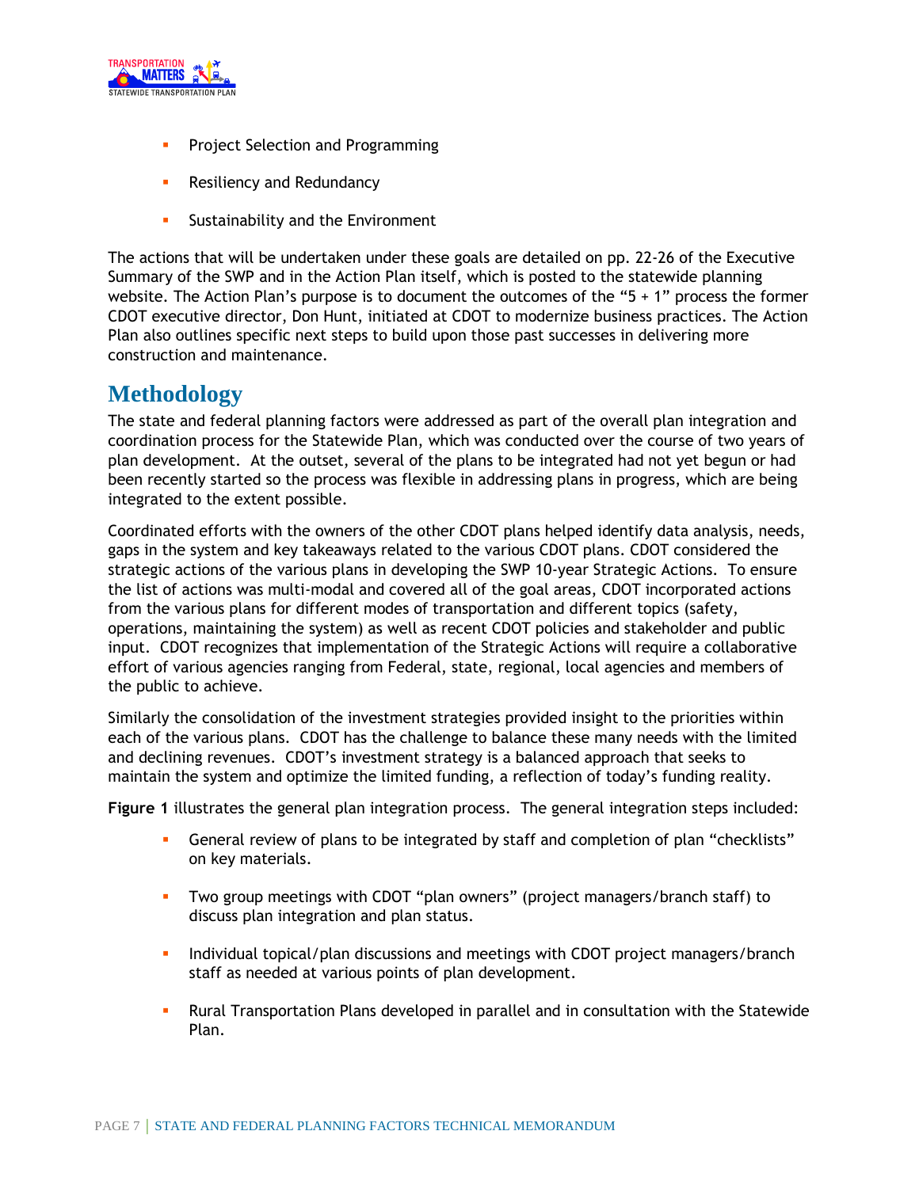- Project Selection and Programming
- Resiliency and Redundancy
- Sustainability and the Environment

The actions that will be undertaken under these goals are detailed on pp. 22-26 of the Executive Summary of the SWP and in the Action Plan itself, which is posted to the statewide planning website. The Action Plan's purpose is to document the outcomes of the "5 + 1" process the former CDOT executive director, Don Hunt, initiated at CDOT to modernize business practices. The Action Plan also outlines specific next steps to build upon those past successes in delivering more construction and maintenance.

## Methodology

The state and federal planning factors were addressed as part of the overall plan integration and coordination process for the Statewide Plan, which was conducted over the course of two years of plan development. At the outset, several of the plans to be integrated had not yet begun or had been recently started so the process was flexible in addressing plans in progress, which are being integrated to the extent possible.

Coordinated efforts with the owners of the other CDOT plans helped identify data analysis, needs, gaps in the system and key takeaways related to the various CDOT plans. CDOT considered the strategic actions of the various plans in developing the SWP 10-year Strategic Actions. To ensure the list of actions was multi-modal and covered all of the goal areas, CDOT incorporated actions from the various plans for different modes of transportation and different topics (safety, operations, maintaining the system) as well as recent CDOT policies and stakeholder and public input. CDOT recognizes that implementation of the Strategic Actions will require a collaborative effort of various agencies ranging from Federal, state, regional, local agencies and members of the public to achieve.

Similarly the consolidation of the investment strategies provided insight to the priorities within each of the various plans. CDOT has the challenge to balance these many needs with the limited and declining revenues. CDOT's investment strategy is a balanced approach that seeks to maintain the system and optimize the limited funding, a reflection of today's funding reality.

**Figure 1** illustrates the general plan integration process. The general integration steps included:

- General review of plans to be integrated by staff and completion of plan "checklists" on key materials.
- Two group meetings with CDOT "plan owners" (project managers/branch staff) to discuss plan integration and plan status.
- Individual topical/plan discussions and meetings with CDOT project managers/branch staff as needed at various points of plan development.
- Rural Transportation Plans developed in parallel and in consultation with the Statewide Plan.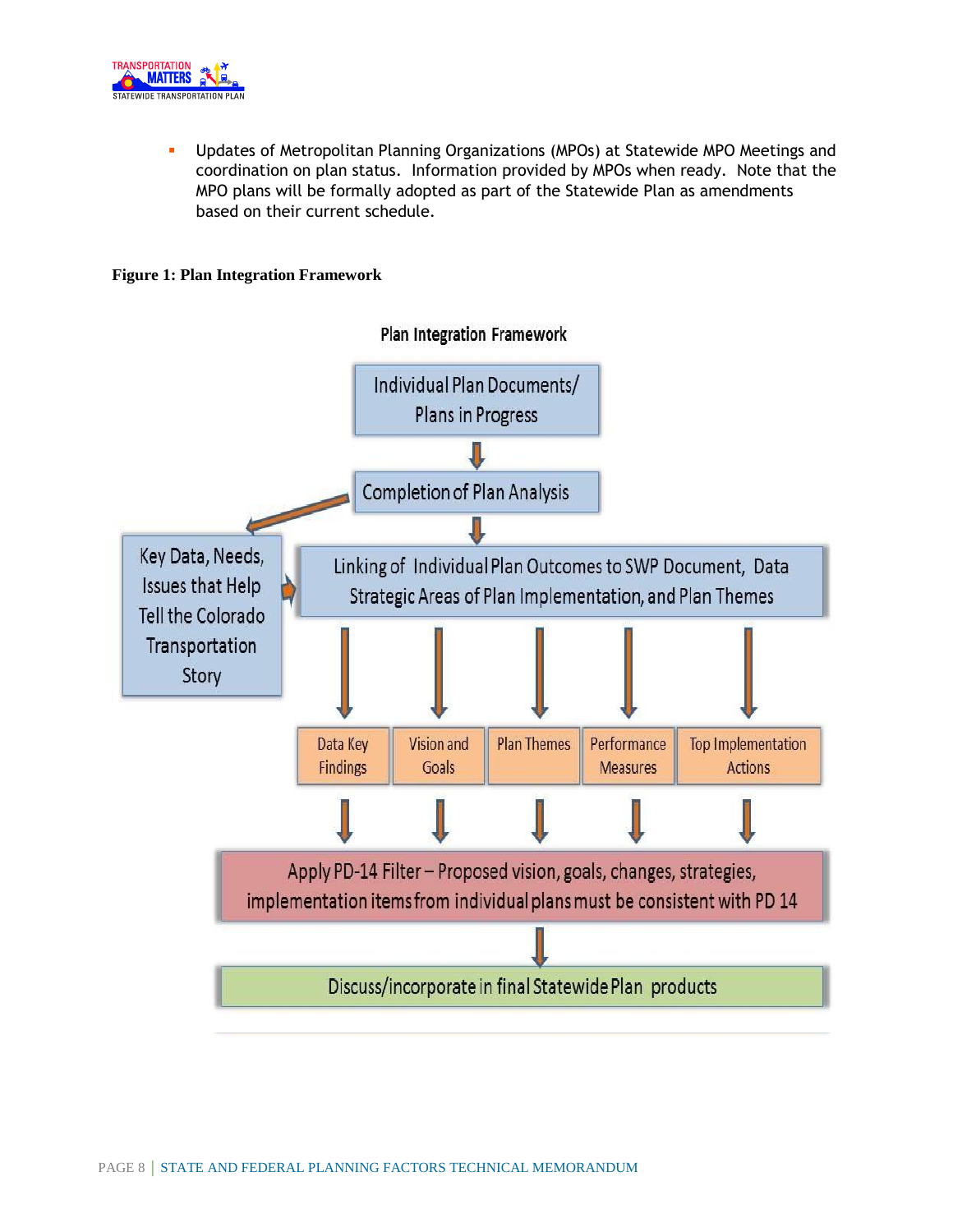- Updates of Metropolitan Planning Organizations (MPOs) at Statewide MPO Meetings and coordination on plan status. Information provided by MPOs when ready. Note that the MPO plans will be formally adopted as part of the Statewide Plan as amendments based on their current schedule.

**Figure 1: Plan Integration Framework**

Plan Integration Framework

Individual Plan Documents/ Plans in Progress

Completion of Plan Analysis

Key Data, Needs, Issues that Help Tell the Colorado Transportation Story

Linking of Individual Plan Outcomes to SWP Document, Data Strategic Areas of Plan Implementation, and Plan Themes

Data Key Findings | Vision and Goals | Plan Themes | Performance Measures | Top Implementation Actions

Apply PD-14 Filter – Proposed vision, goals, changes, strategies, implementation items from individual plans must be consistent with PD 14

Discuss/incorporate in final Statewide Plan products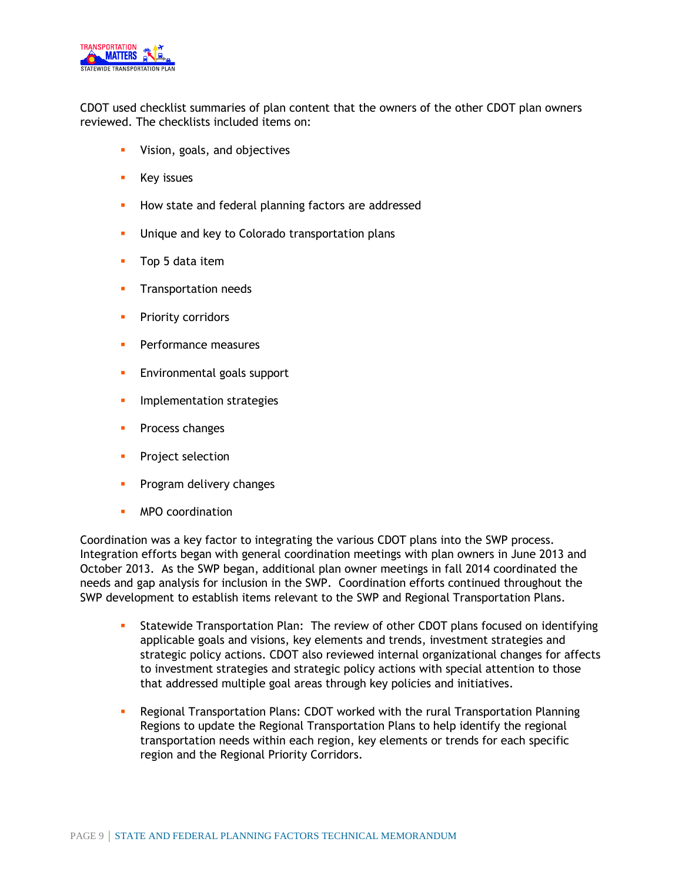CDOT used checklist summaries of plan content that the owners of the other CDOT plan owners reviewed. The checklists included items on:

- Vision, goals, and objectives
- Key issues
- How state and federal planning factors are addressed
- Unique and key to Colorado transportation plans
- Top 5 data item
- Transportation needs
- Priority corridors
- Performance measures
- Environmental goals support
- Implementation strategies
- Process changes
- Project selection
- Program delivery changes
- MPO coordination

Coordination was a key factor to integrating the various CDOT plans into the SWP process. Integration efforts began with general coordination meetings with plan owners in June 2013 and October 2013. As the SWP began, additional plan owner meetings in fall 2014 coordinated the needs and gap analysis for inclusion in the SWP. Coordination efforts continued throughout the SWP development to establish items relevant to the SWP and Regional Transportation Plans.

- Statewide Transportation Plan: The review of other CDOT plans focused on identifying applicable goals and visions, key elements and trends, investment strategies and strategic policy actions. CDOT also reviewed internal organizational changes for affects to investment strategies and strategic policy actions with special attention to those that addressed multiple goal areas through key policies and initiatives.
- Regional Transportation Plans: CDOT worked with the rural Transportation Planning Regions to update the Regional Transportation Plans to help identify the regional transportation needs within each region, key elements or trends for each specific region and the Regional Priority Corridors.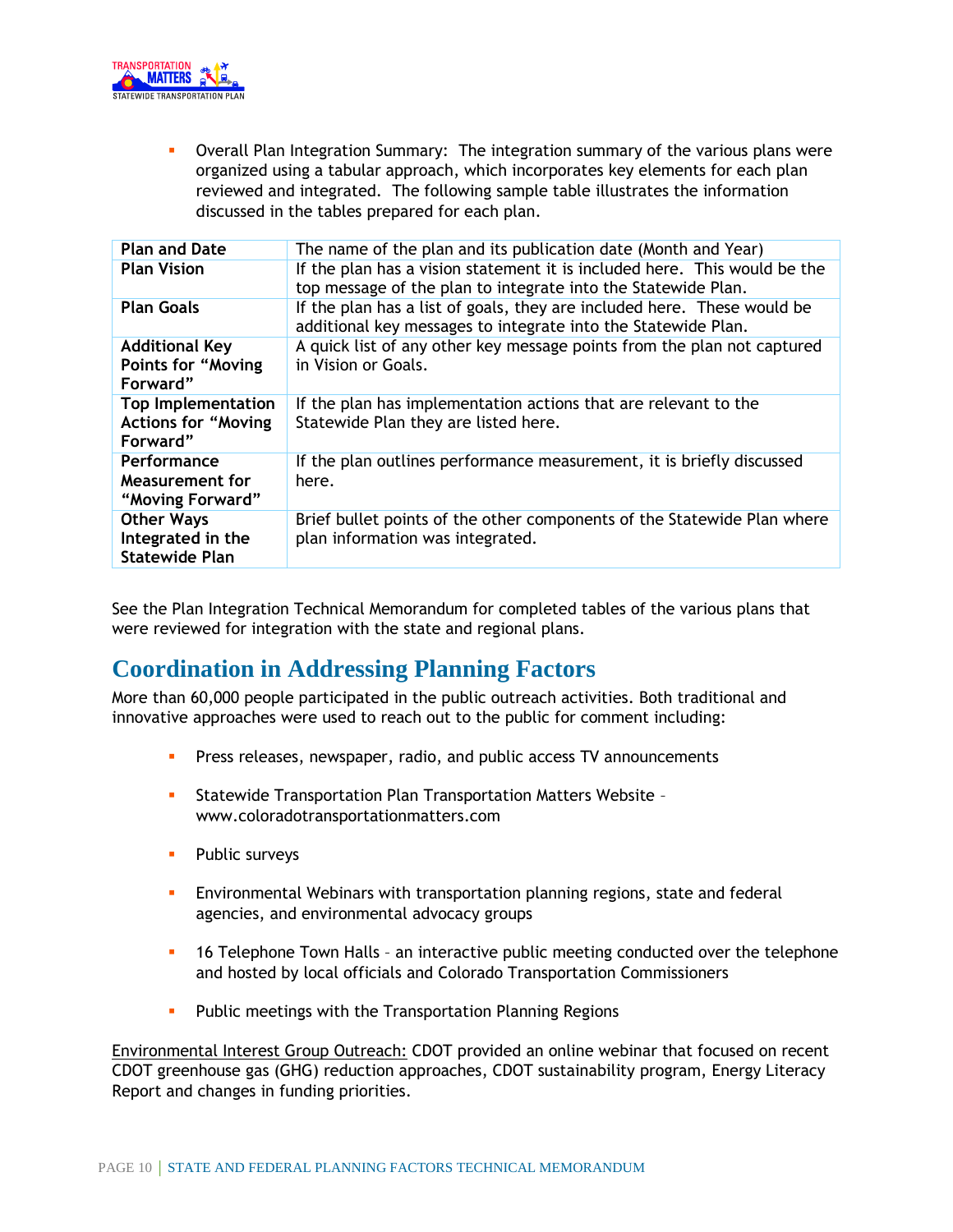- Overall Plan Integration Summary: The integration summary of the various plans were organized using a tabular approach, which incorporates key elements for each plan reviewed and integrated. The following sample table illustrates the information discussed in the tables prepared for each plan.

| **Plan and Date** | The name of the plan and its publication date (Month and Year) |
|---|---|
| **Plan Vision** | If the plan has a vision statement it is included here. This would be the top message of the plan to integrate into the Statewide Plan. |
| **Plan Goals** | If the plan has a list of goals, they are included here. These would be additional key messages to integrate into the Statewide Plan. |
| **Additional Key Points for "Moving Forward"** | A quick list of any other key message points from the plan not captured in Vision or Goals. |
| **Top Implementation Actions for "Moving Forward"** | If the plan has implementation actions that are relevant to the Statewide Plan they are listed here. |
| **Performance Measurement for "Moving Forward"** | If the plan outlines performance measurement, it is briefly discussed here. |
| **Other Ways Integrated in the Statewide Plan** | Brief bullet points of the other components of the Statewide Plan where plan information was integrated. |

See the Plan Integration Technical Memorandum for completed tables of the various plans that were reviewed for integration with the state and regional plans.

## Coordination in Addressing Planning Factors

More than 60,000 people participated in the public outreach activities. Both traditional and innovative approaches were used to reach out to the public for comment including:

- Press releases, newspaper, radio, and public access TV announcements
- Statewide Transportation Plan Transportation Matters Website – www.coloradotransportationmatters.com
- Public surveys
- Environmental Webinars with transportation planning regions, state and federal agencies, and environmental advocacy groups
- 16 Telephone Town Halls – an interactive public meeting conducted over the telephone and hosted by local officials and Colorado Transportation Commissioners
- Public meetings with the Transportation Planning Regions

Environmental Interest Group Outreach: CDOT provided an online webinar that focused on recent CDOT greenhouse gas (GHG) reduction approaches, CDOT sustainability program, Energy Literacy Report and changes in funding priorities.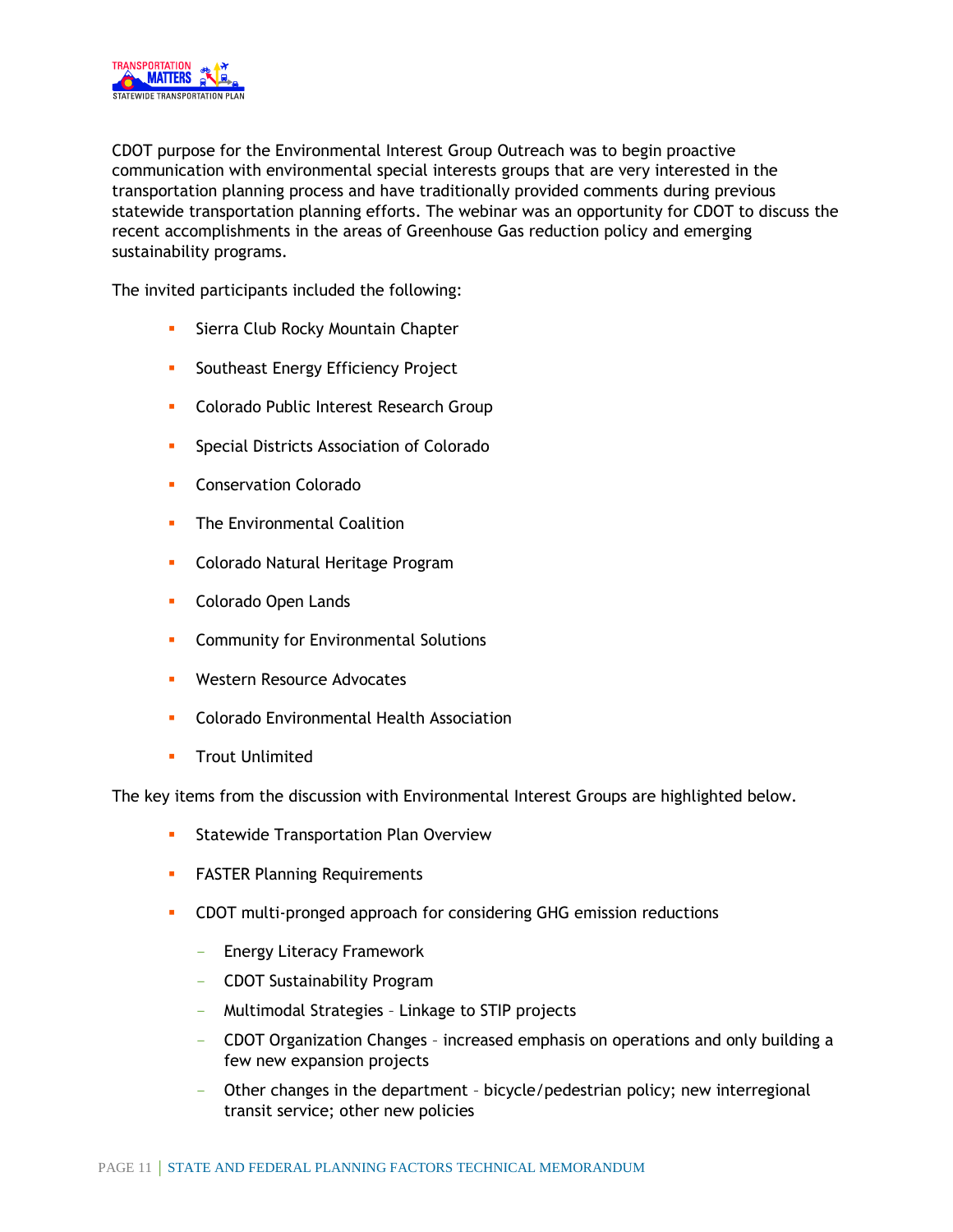CDOT purpose for the Environmental Interest Group Outreach was to begin proactive communication with environmental special interests groups that are very interested in the transportation planning process and have traditionally provided comments during previous statewide transportation planning efforts. The webinar was an opportunity for CDOT to discuss the recent accomplishments in the areas of Greenhouse Gas reduction policy and emerging sustainability programs.

The invited participants included the following:

- Sierra Club Rocky Mountain Chapter
- Southeast Energy Efficiency Project
- Colorado Public Interest Research Group
- Special Districts Association of Colorado
- Conservation Colorado
- The Environmental Coalition
- Colorado Natural Heritage Program
- Colorado Open Lands
- Community for Environmental Solutions
- Western Resource Advocates
- Colorado Environmental Health Association
- Trout Unlimited

The key items from the discussion with Environmental Interest Groups are highlighted below.

- Statewide Transportation Plan Overview
- FASTER Planning Requirements
- CDOT multi-pronged approach for considering GHG emission reductions
  - Energy Literacy Framework
  - CDOT Sustainability Program
  - Multimodal Strategies – Linkage to STIP projects
  - CDOT Organization Changes – increased emphasis on operations and only building a few new expansion projects
  - Other changes in the department – bicycle/pedestrian policy; new interregional transit service; other new policies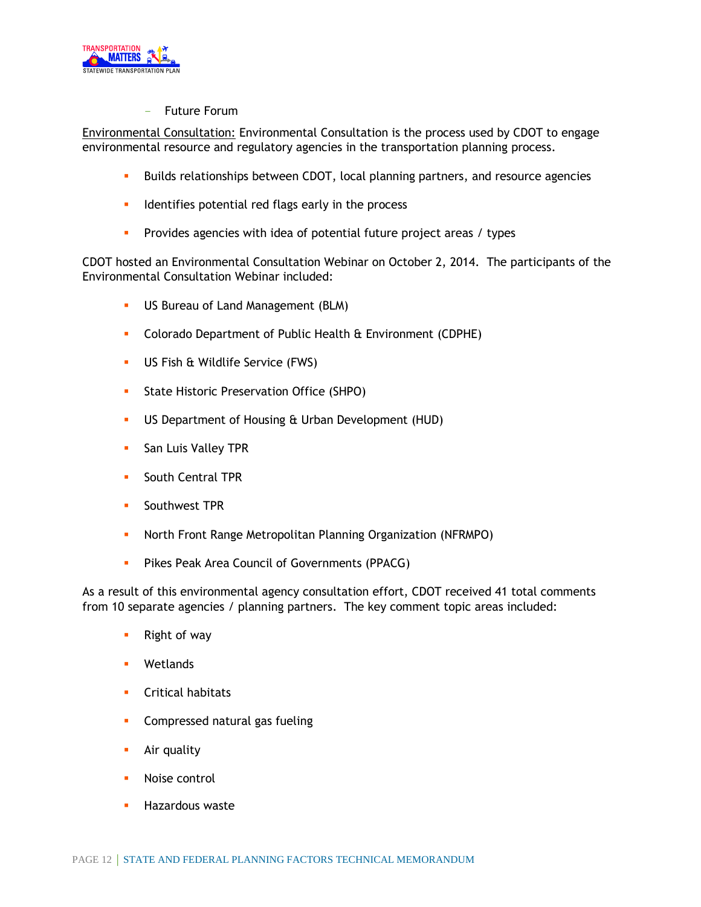- Future Forum

Environmental Consultation: Environmental Consultation is the process used by CDOT to engage environmental resource and regulatory agencies in the transportation planning process.

- Builds relationships between CDOT, local planning partners, and resource agencies
- Identifies potential red flags early in the process
- Provides agencies with idea of potential future project areas / types

CDOT hosted an Environmental Consultation Webinar on October 2, 2014. The participants of the Environmental Consultation Webinar included:

- US Bureau of Land Management (BLM)
- Colorado Department of Public Health & Environment (CDPHE)
- US Fish & Wildlife Service (FWS)
- State Historic Preservation Office (SHPO)
- US Department of Housing & Urban Development (HUD)
- San Luis Valley TPR
- South Central TPR
- Southwest TPR
- North Front Range Metropolitan Planning Organization (NFRMPO)
- Pikes Peak Area Council of Governments (PPACG)

As a result of this environmental agency consultation effort, CDOT received 41 total comments from 10 separate agencies / planning partners. The key comment topic areas included:

- Right of way
- Wetlands
- Critical habitats
- Compressed natural gas fueling
- Air quality
- Noise control
- Hazardous waste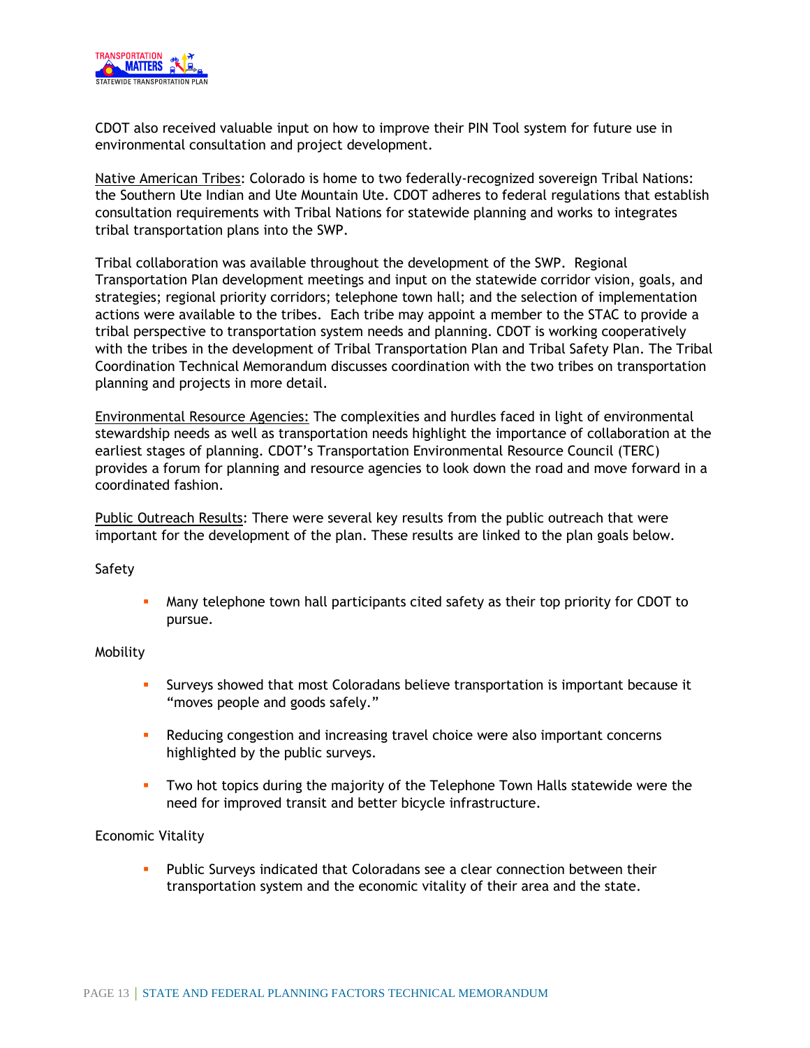CDOT also received valuable input on how to improve their PIN Tool system for future use in environmental consultation and project development.

Native American Tribes: Colorado is home to two federally-recognized sovereign Tribal Nations: the Southern Ute Indian and Ute Mountain Ute. CDOT adheres to federal regulations that establish consultation requirements with Tribal Nations for statewide planning and works to integrates tribal transportation plans into the SWP.

Tribal collaboration was available throughout the development of the SWP. Regional Transportation Plan development meetings and input on the statewide corridor vision, goals, and strategies; regional priority corridors; telephone town hall; and the selection of implementation actions were available to the tribes. Each tribe may appoint a member to the STAC to provide a tribal perspective to transportation system needs and planning. CDOT is working cooperatively with the tribes in the development of Tribal Transportation Plan and Tribal Safety Plan. The Tribal Coordination Technical Memorandum discusses coordination with the two tribes on transportation planning and projects in more detail.

Environmental Resource Agencies: The complexities and hurdles faced in light of environmental stewardship needs as well as transportation needs highlight the importance of collaboration at the earliest stages of planning. CDOT's Transportation Environmental Resource Council (TERC) provides a forum for planning and resource agencies to look down the road and move forward in a coordinated fashion.

Public Outreach Results: There were several key results from the public outreach that were important for the development of the plan. These results are linked to the plan goals below.

Safety

- Many telephone town hall participants cited safety as their top priority for CDOT to pursue.

Mobility

- Surveys showed that most Coloradans believe transportation is important because it "moves people and goods safely."
- Reducing congestion and increasing travel choice were also important concerns highlighted by the public surveys.
- Two hot topics during the majority of the Telephone Town Halls statewide were the need for improved transit and better bicycle infrastructure.

Economic Vitality

- Public Surveys indicated that Coloradans see a clear connection between their transportation system and the economic vitality of their area and the state.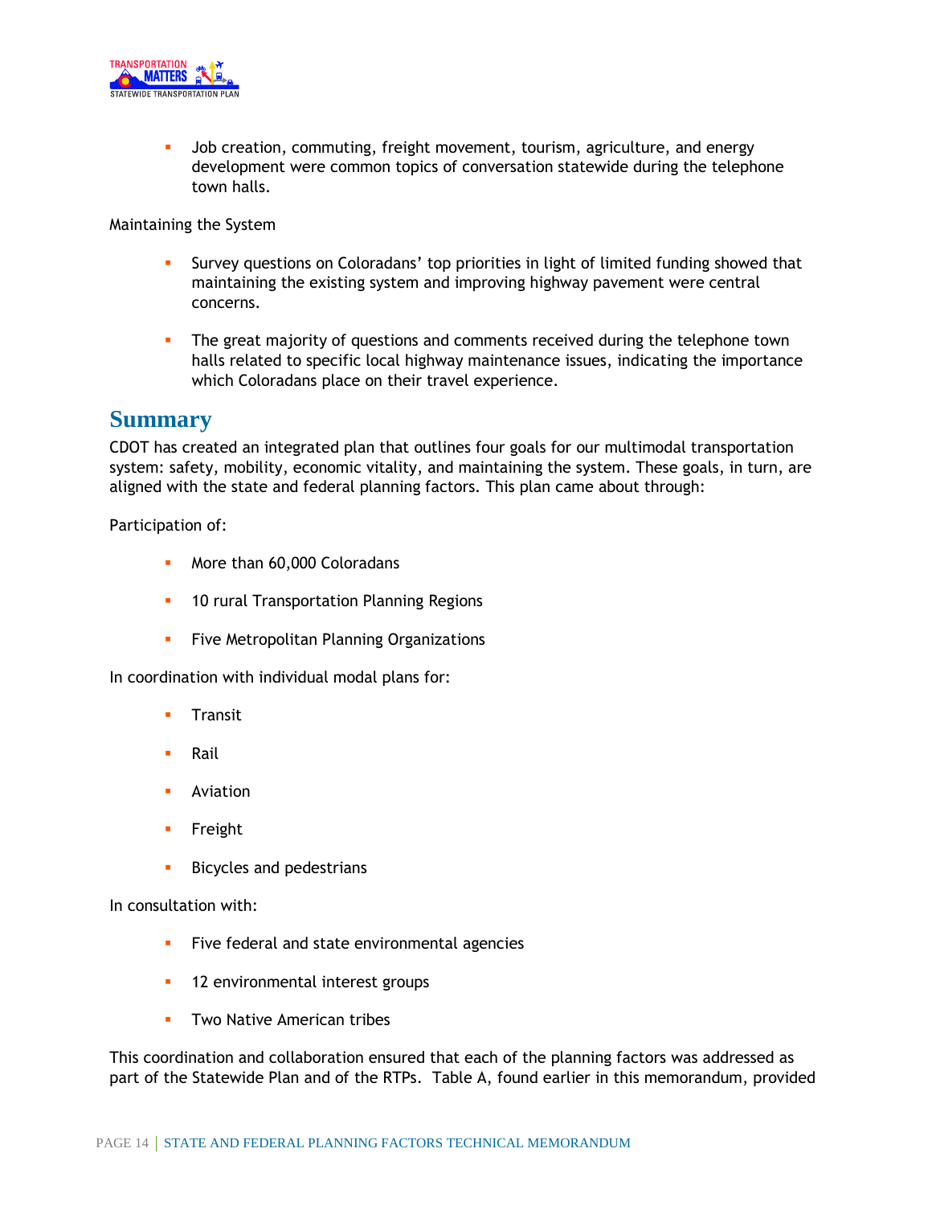- Job creation, commuting, freight movement, tourism, agriculture, and energy development were common topics of conversation statewide during the telephone town halls.

Maintaining the System

- Survey questions on Coloradans' top priorities in light of limited funding showed that maintaining the existing system and improving highway pavement were central concerns.
- The great majority of questions and comments received during the telephone town halls related to specific local highway maintenance issues, indicating the importance which Coloradans place on their travel experience.

## Summary

CDOT has created an integrated plan that outlines four goals for our multimodal transportation system: safety, mobility, economic vitality, and maintaining the system. These goals, in turn, are aligned with the state and federal planning factors. This plan came about through:

Participation of:

- More than 60,000 Coloradans
- 10 rural Transportation Planning Regions
- Five Metropolitan Planning Organizations

In coordination with individual modal plans for:

- Transit
- Rail
- Aviation
- Freight
- Bicycles and pedestrians

In consultation with:

- Five federal and state environmental agencies
- 12 environmental interest groups
- Two Native American tribes

This coordination and collaboration ensured that each of the planning factors was addressed as part of the Statewide Plan and of the RTPs. Table A, found earlier in this memorandum, provided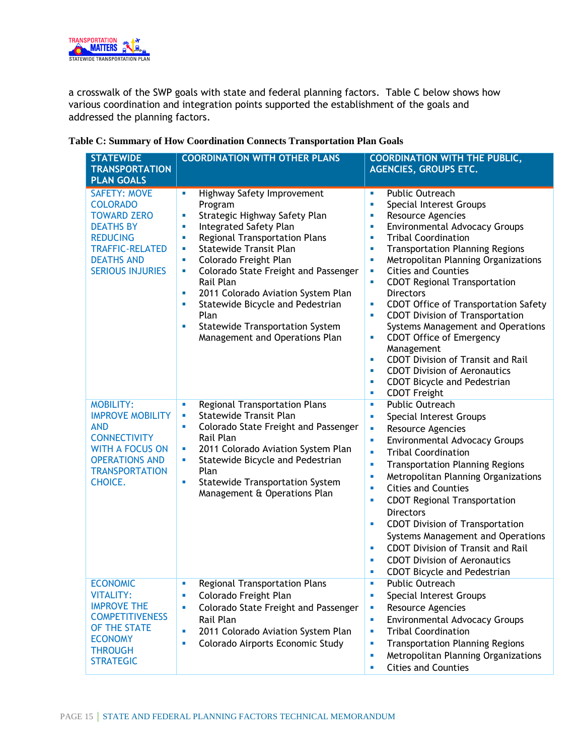a crosswalk of the SWP goals with state and federal planning factors. Table C below shows how various coordination and integration points supported the establishment of the goals and addressed the planning factors.

**Table C: Summary of How Coordination Connects Transportation Plan Goals**

| STATEWIDE TRANSPORTATION PLAN GOALS | COORDINATION WITH OTHER PLANS | COORDINATION WITH THE PUBLIC, AGENCIES, GROUPS ETC. |
|---|---|---|
| SAFETY: MOVE COLORADO TOWARD ZERO DEATHS BY REDUCING TRAFFIC-RELATED DEATHS AND SERIOUS INJURIES | ▪ Highway Safety Improvement Program<br>▪ Strategic Highway Safety Plan<br>▪ Integrated Safety Plan<br>▪ Regional Transportation Plans<br>▪ Statewide Transit Plan<br>▪ Colorado Freight Plan<br>▪ Colorado State Freight and Passenger Rail Plan<br>▪ 2011 Colorado Aviation System Plan<br>▪ Statewide Bicycle and Pedestrian Plan<br>▪ Statewide Transportation System Management and Operations Plan | ▪ Public Outreach<br>▪ Special Interest Groups<br>▪ Resource Agencies<br>▪ Environmental Advocacy Groups<br>▪ Tribal Coordination<br>▪ Transportation Planning Regions<br>▪ Metropolitan Planning Organizations<br>▪ Cities and Counties<br>▪ CDOT Regional Transportation Directors<br>▪ CDOT Office of Transportation Safety<br>▪ CDOT Division of Transportation Systems Management and Operations<br>▪ CDOT Office of Emergency Management<br>▪ CDOT Division of Transit and Rail<br>▪ CDOT Division of Aeronautics<br>▪ CDOT Bicycle and Pedestrian<br>▪ CDOT Freight |
| MOBILITY: IMPROVE MOBILITY AND CONNECTIVITY WITH A FOCUS ON OPERATIONS AND TRANSPORTATION CHOICE. | ▪ Regional Transportation Plans<br>▪ Statewide Transit Plan<br>▪ Colorado State Freight and Passenger Rail Plan<br>▪ 2011 Colorado Aviation System Plan<br>▪ Statewide Bicycle and Pedestrian Plan<br>▪ Statewide Transportation System Management & Operations Plan | ▪ Public Outreach<br>▪ Special Interest Groups<br>▪ Resource Agencies<br>▪ Environmental Advocacy Groups<br>▪ Tribal Coordination<br>▪ Transportation Planning Regions<br>▪ Metropolitan Planning Organizations<br>▪ Cities and Counties<br>▪ CDOT Regional Transportation Directors<br>▪ CDOT Division of Transportation Systems Management and Operations<br>▪ CDOT Division of Transit and Rail<br>▪ CDOT Division of Aeronautics<br>▪ CDOT Bicycle and Pedestrian |
| ECONOMIC VITALITY: IMPROVE THE COMPETITIVENESS OF THE STATE ECONOMY THROUGH STRATEGIC | ▪ Regional Transportation Plans<br>▪ Colorado Freight Plan<br>▪ Colorado State Freight and Passenger Rail Plan<br>▪ 2011 Colorado Aviation System Plan<br>▪ Colorado Airports Economic Study | ▪ Public Outreach<br>▪ Special Interest Groups<br>▪ Resource Agencies<br>▪ Environmental Advocacy Groups<br>▪ Tribal Coordination<br>▪ Transportation Planning Regions<br>▪ Metropolitan Planning Organizations<br>▪ Cities and Counties |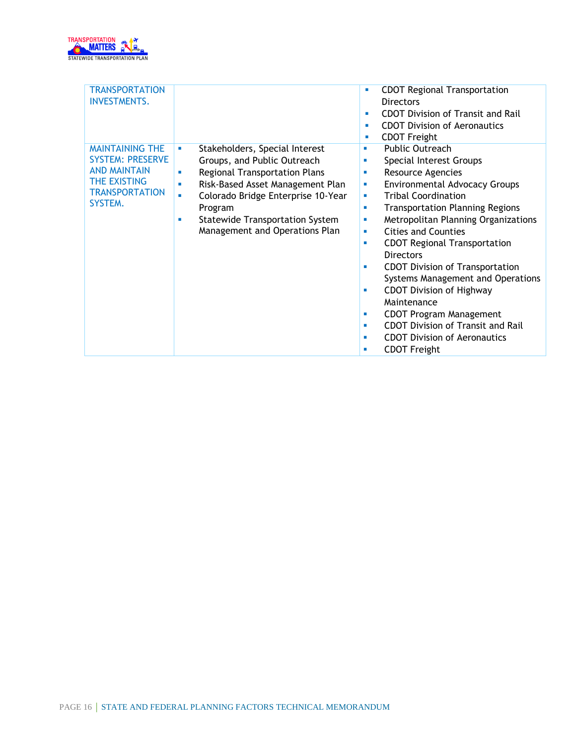| | | |
|---|---|---|
| TRANSPORTATION INVESTMENTS. | | ▪ CDOT Regional Transportation Directors<br>▪ CDOT Division of Transit and Rail<br>▪ CDOT Division of Aeronautics<br>▪ CDOT Freight |
| MAINTAINING THE SYSTEM: PRESERVE AND MAINTAIN THE EXISTING TRANSPORTATION SYSTEM. | ▪ Stakeholders, Special Interest Groups, and Public Outreach<br>▪ Regional Transportation Plans<br>▪ Risk-Based Asset Management Plan<br>▪ Colorado Bridge Enterprise 10-Year Program<br>▪ Statewide Transportation System Management and Operations Plan | ▪ Public Outreach<br>▪ Special Interest Groups<br>▪ Resource Agencies<br>▪ Environmental Advocacy Groups<br>▪ Tribal Coordination<br>▪ Transportation Planning Regions<br>▪ Metropolitan Planning Organizations<br>▪ Cities and Counties<br>▪ CDOT Regional Transportation Directors<br>▪ CDOT Division of Transportation Systems Management and Operations<br>▪ CDOT Division of Highway Maintenance<br>▪ CDOT Program Management<br>▪ CDOT Division of Transit and Rail<br>▪ CDOT Division of Aeronautics<br>▪ CDOT Freight |